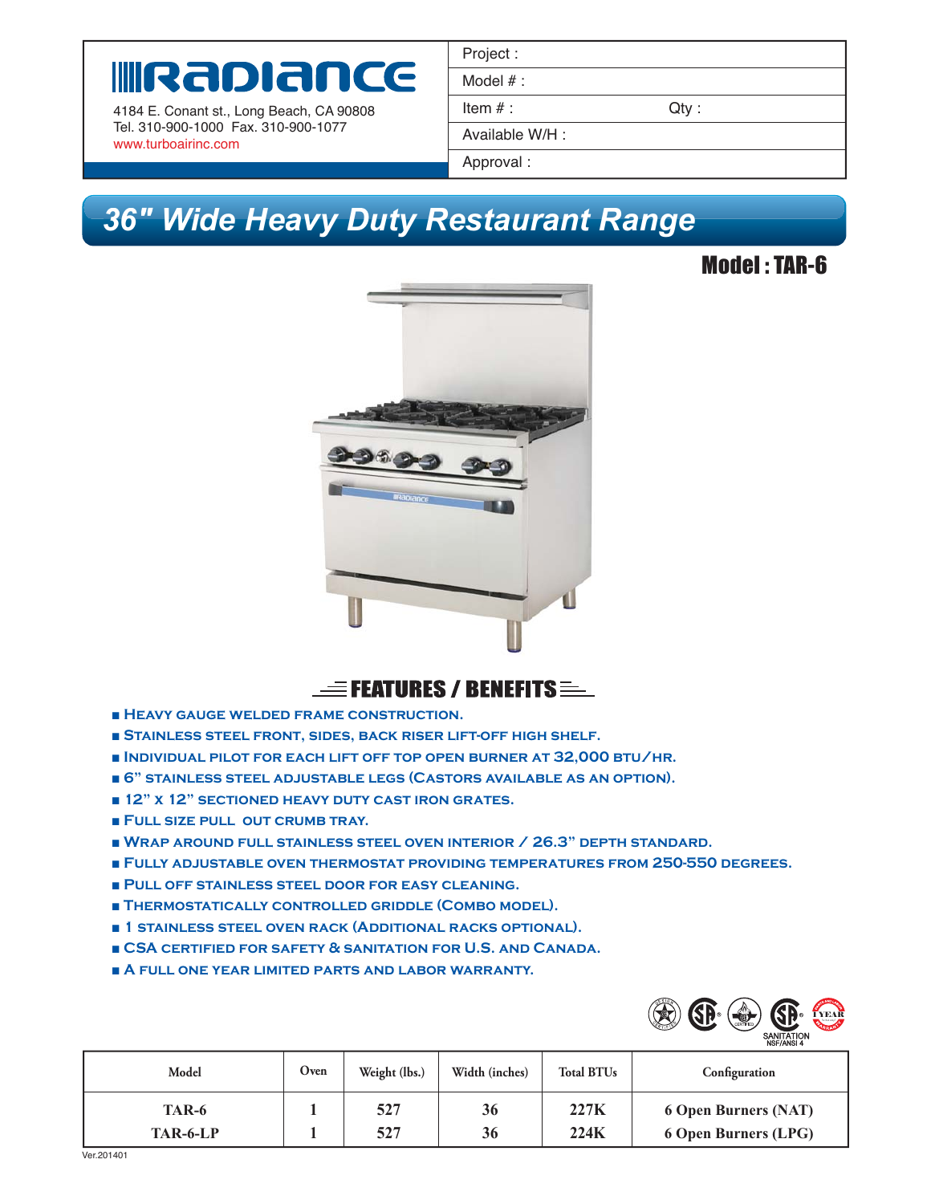# RADIANCE

4184 E. Conant st., Long Beach, CA 90808
Tel. 310-900-1000 Fax. 310-900-1077
www.turboairinc.com

| Project : | |
|---|---|
| Model # : | |
| Item # : | Qty : |
| Available W/H : | |
| Approval : | |

## 36" Wide Heavy Duty Restaurant Range

### Model : TAR-6

### FEATURES / BENEFITS

- Heavy gauge welded frame construction.
- Stainless steel front, sides, back riser lift-off high shelf.
- Individual pilot for each lift off top open burner at 32,000 BTU/hr.
- 6" stainless steel adjustable legs (Castors available as an option).
- 12" x 12" sectioned heavy duty cast iron grates.
- Full size pull out crumb tray.
- Wrap around full stainless steel oven interior / 26.3" depth standard.
- Fully adjustable oven thermostat providing temperatures from 250-550 degrees.
- Pull off stainless steel door for easy cleaning.
- Thermostatically controlled griddle (Combo model).
- 1 stainless steel oven rack (Additional racks optional).
- CSA certified for safety & sanitation for U.S. and Canada.
- A full one year limited parts and labor warranty.

SANITATION NSF/ANSI 4

| Model | Oven | Weight (lbs.) | Width (inches) | Total BTUs | Configuration |
|---|---|---|---|---|---|
| TAR-6 | 1 | 527 | 36 | 227K | 6 Open Burners (NAT) |
| TAR-6-LP | 1 | 527 | 36 | 224K | 6 Open Burners (LPG) |

Ver.201401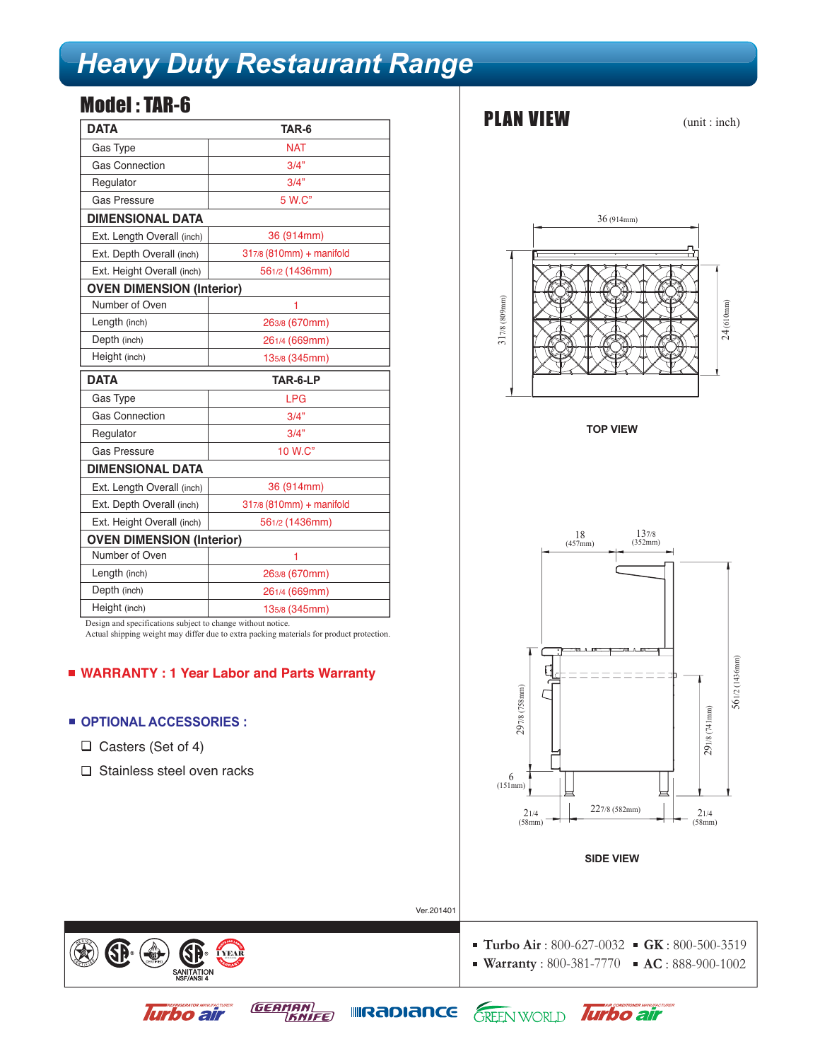# Heavy Duty Restaurant Range

## Model : TAR-6

| DATA | TAR-6 |
|---|---|
| Gas Type | NAT |
| Gas Connection | 3/4" |
| Regulator | 3/4" |
| Gas Pressure | 5 W.C" |
| **DIMENSIONAL DATA** | |
| Ext. Length Overall (inch) | 36 (914mm) |
| Ext. Depth Overall (inch) | 31 7/8 (810mm) + manifold |
| Ext. Height Overall (inch) | 56 1/2 (1436mm) |
| **OVEN DIMENSION (Interior)** | |
| Number of Oven | 1 |
| Length (inch) | 26 3/8 (670mm) |
| Depth (inch) | 26 1/4 (669mm) |
| Height (inch) | 13 5/8 (345mm) |

| DATA | TAR-6-LP |
|---|---|
| Gas Type | LPG |
| Gas Connection | 3/4" |
| Regulator | 3/4" |
| Gas Pressure | 10 W.C" |
| **DIMENSIONAL DATA** | |
| Ext. Length Overall (inch) | 36 (914mm) |
| Ext. Depth Overall (inch) | 31 7/8 (810mm) + manifold |
| Ext. Height Overall (inch) | 56 1/2 (1436mm) |
| **OVEN DIMENSION (Interior)** | |
| Number of Oven | 1 |
| Length (inch) | 26 3/8 (670mm) |
| Depth (inch) | 26 1/4 (669mm) |
| Height (inch) | 13 5/8 (345mm) |

Design and specifications subject to change without notice.
Actual shipping weight may differ due to extra packing materials for product protection.

- **WARRANTY : 1 Year Labor and Parts Warranty**

- **OPTIONAL ACCESSORIES :**
  - ☐ Casters (Set of 4)
  - ☐ Stainless steel oven racks

## PLAN VIEW

(unit : inch)

36 (914mm)
31 7/8 (809mm)
24 (610mm)

TOP VIEW

18 (457mm)
13 7/8 (352mm)
29 7/8 (758mm)
29 1/8 (741mm)
56 1/2 (1436mm)
6 (151mm)
2 1/4 (58mm)
22 7/8 (582mm)
2 1/4 (58mm)

SIDE VIEW

Ver.201401

SANITATION NSF/ANSI 4

- **Turbo Air** : 800-627-0032
- **GK** : 800-500-3519
- **Warranty** : 800-381-7770
- **AC** : 888-900-1002